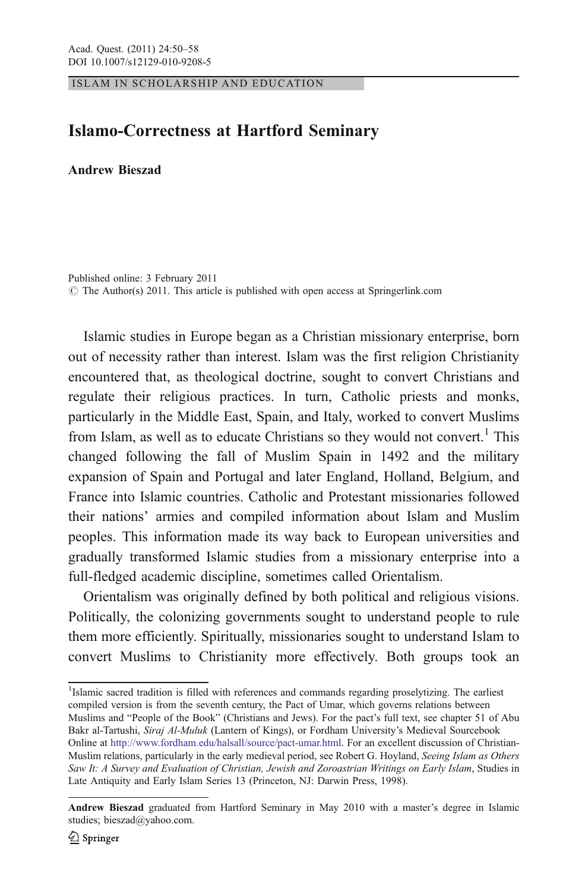ISLAM IN SCHOLARSHIP AND EDUCATION

# Islamo-Correctness at Hartford Seminary

**Andrew Bieszad**

Published online: 3 February 2011
© The Author(s) 2011. This article is published with open access at Springerlink.com

Islamic studies in Europe began as a Christian missionary enterprise, born out of necessity rather than interest. Islam was the first religion Christianity encountered that, as theological doctrine, sought to convert Christians and regulate their religious practices. In turn, Catholic priests and monks, particularly in the Middle East, Spain, and Italy, worked to convert Muslims from Islam, as well as to educate Christians so they would not convert.[1] This changed following the fall of Muslim Spain in 1492 and the military expansion of Spain and Portugal and later England, Holland, Belgium, and France into Islamic countries. Catholic and Protestant missionaries followed their nations' armies and compiled information about Islam and Muslim peoples. This information made its way back to European universities and gradually transformed Islamic studies from a missionary enterprise into a full-fledged academic discipline, sometimes called Orientalism.

Orientalism was originally defined by both political and religious visions. Politically, the colonizing governments sought to understand people to rule them more efficiently. Spiritually, missionaries sought to understand Islam to convert Muslims to Christianity more effectively. Both groups took an

---

[1] Islamic sacred tradition is filled with references and commands regarding proselytizing. The earliest compiled version is from the seventh century, the Pact of Umar, which governs relations between Muslims and "People of the Book" (Christians and Jews). For the pact's full text, see chapter 51 of Abu Bakr al-Tartushi, *Siraj Al-Muluk* (Lantern of Kings), or Fordham University's Medieval Sourcebook Online at http://www.fordham.edu/halsall/source/pact-umar.html. For an excellent discussion of Christian-Muslim relations, particularly in the early medieval period, see Robert G. Hoyland, *Seeing Islam as Others Saw It: A Survey and Evaluation of Christian, Jewish and Zoroastrian Writings on Early Islam*, Studies in Late Antiquity and Early Islam Series 13 (Princeton, NJ: Darwin Press, 1998).

**Andrew Bieszad** graduated from Hartford Seminary in May 2010 with a master's degree in Islamic studies; bieszad@yahoo.com.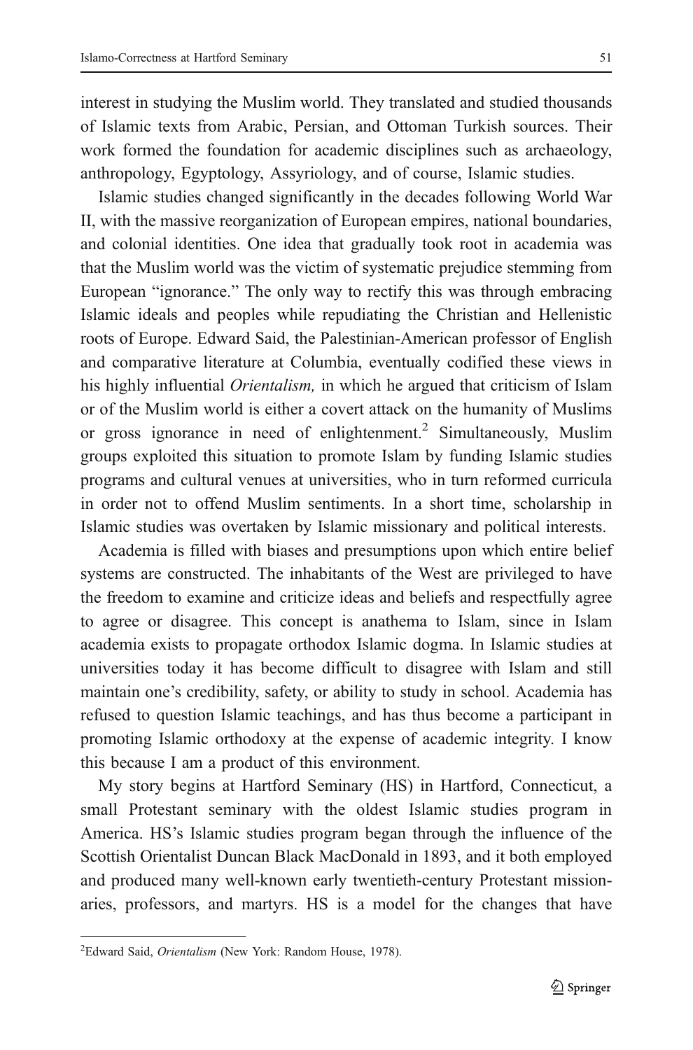interest in studying the Muslim world. They translated and studied thousands of Islamic texts from Arabic, Persian, and Ottoman Turkish sources. Their work formed the foundation for academic disciplines such as archaeology, anthropology, Egyptology, Assyriology, and of course, Islamic studies.

Islamic studies changed significantly in the decades following World War II, with the massive reorganization of European empires, national boundaries, and colonial identities. One idea that gradually took root in academia was that the Muslim world was the victim of systematic prejudice stemming from European "ignorance." The only way to rectify this was through embracing Islamic ideals and peoples while repudiating the Christian and Hellenistic roots of Europe. Edward Said, the Palestinian-American professor of English and comparative literature at Columbia, eventually codified these views in his highly influential *Orientalism,* in which he argued that criticism of Islam or of the Muslim world is either a covert attack on the humanity of Muslims or gross ignorance in need of enlightenment.[2] Simultaneously, Muslim groups exploited this situation to promote Islam by funding Islamic studies programs and cultural venues at universities, who in turn reformed curricula in order not to offend Muslim sentiments. In a short time, scholarship in Islamic studies was overtaken by Islamic missionary and political interests.

Academia is filled with biases and presumptions upon which entire belief systems are constructed. The inhabitants of the West are privileged to have the freedom to examine and criticize ideas and beliefs and respectfully agree to agree or disagree. This concept is anathema to Islam, since in Islam academia exists to propagate orthodox Islamic dogma. In Islamic studies at universities today it has become difficult to disagree with Islam and still maintain one's credibility, safety, or ability to study in school. Academia has refused to question Islamic teachings, and has thus become a participant in promoting Islamic orthodoxy at the expense of academic integrity. I know this because I am a product of this environment.

My story begins at Hartford Seminary (HS) in Hartford, Connecticut, a small Protestant seminary with the oldest Islamic studies program in America. HS's Islamic studies program began through the influence of the Scottish Orientalist Duncan Black MacDonald in 1893, and it both employed and produced many well-known early twentieth-century Protestant missionaries, professors, and martyrs. HS is a model for the changes that have

---

[2] Edward Said, *Orientalism* (New York: Random House, 1978).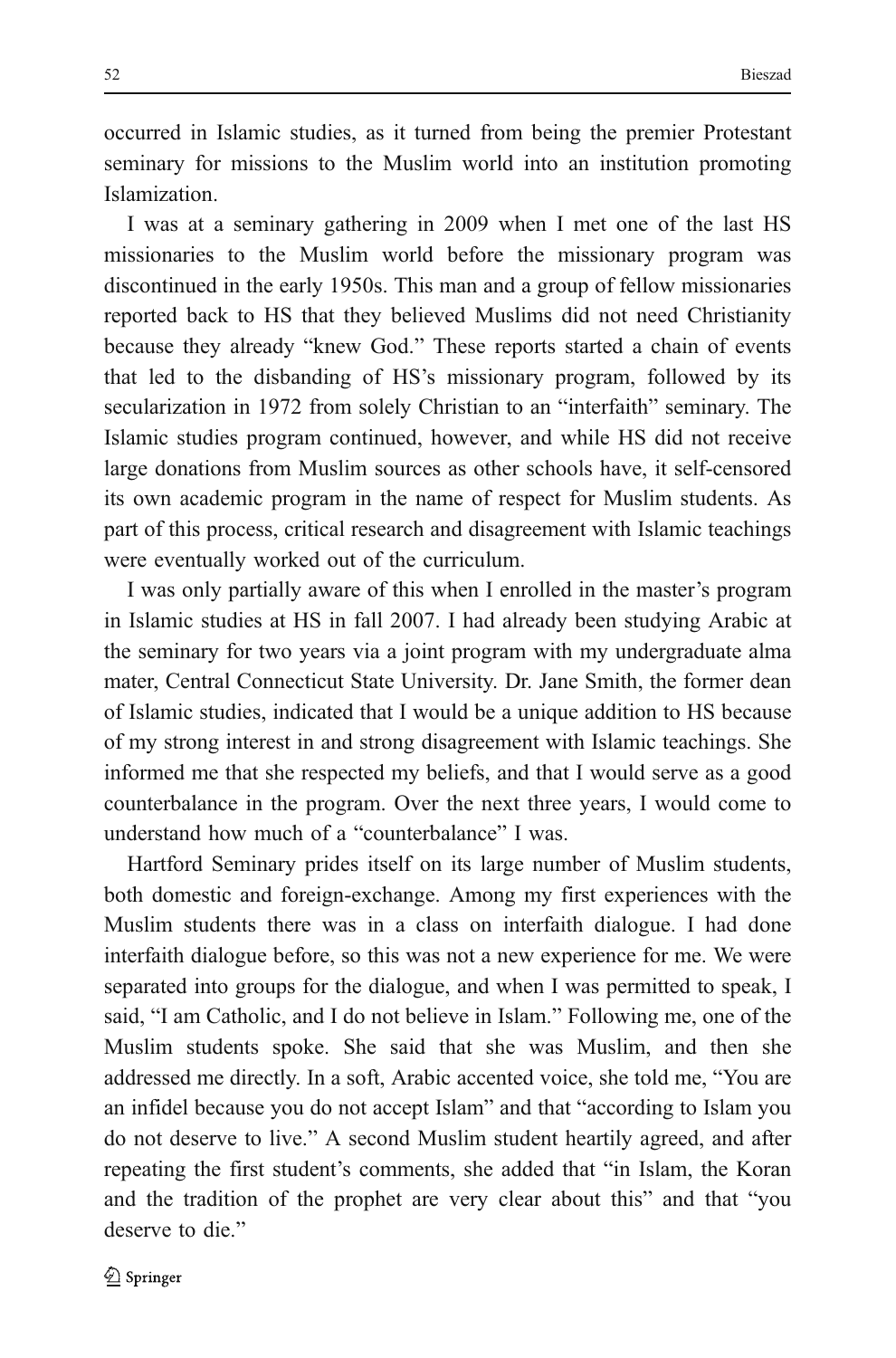occurred in Islamic studies, as it turned from being the premier Protestant seminary for missions to the Muslim world into an institution promoting Islamization.

I was at a seminary gathering in 2009 when I met one of the last HS missionaries to the Muslim world before the missionary program was discontinued in the early 1950s. This man and a group of fellow missionaries reported back to HS that they believed Muslims did not need Christianity because they already "knew God." These reports started a chain of events that led to the disbanding of HS's missionary program, followed by its secularization in 1972 from solely Christian to an "interfaith" seminary. The Islamic studies program continued, however, and while HS did not receive large donations from Muslim sources as other schools have, it self-censored its own academic program in the name of respect for Muslim students. As part of this process, critical research and disagreement with Islamic teachings were eventually worked out of the curriculum.

I was only partially aware of this when I enrolled in the master's program in Islamic studies at HS in fall 2007. I had already been studying Arabic at the seminary for two years via a joint program with my undergraduate alma mater, Central Connecticut State University. Dr. Jane Smith, the former dean of Islamic studies, indicated that I would be a unique addition to HS because of my strong interest in and strong disagreement with Islamic teachings. She informed me that she respected my beliefs, and that I would serve as a good counterbalance in the program. Over the next three years, I would come to understand how much of a "counterbalance" I was.

Hartford Seminary prides itself on its large number of Muslim students, both domestic and foreign-exchange. Among my first experiences with the Muslim students there was in a class on interfaith dialogue. I had done interfaith dialogue before, so this was not a new experience for me. We were separated into groups for the dialogue, and when I was permitted to speak, I said, "I am Catholic, and I do not believe in Islam." Following me, one of the Muslim students spoke. She said that she was Muslim, and then she addressed me directly. In a soft, Arabic accented voice, she told me, "You are an infidel because you do not accept Islam" and that "according to Islam you do not deserve to live." A second Muslim student heartily agreed, and after repeating the first student's comments, she added that "in Islam, the Koran and the tradition of the prophet are very clear about this" and that "you deserve to die."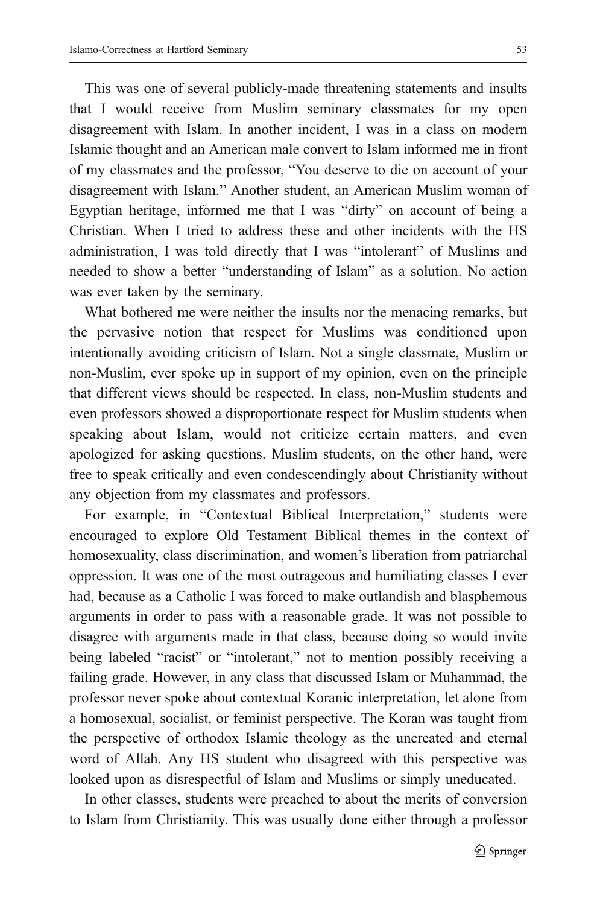This was one of several publicly-made threatening statements and insults that I would receive from Muslim seminary classmates for my open disagreement with Islam. In another incident, I was in a class on modern Islamic thought and an American male convert to Islam informed me in front of my classmates and the professor, "You deserve to die on account of your disagreement with Islam." Another student, an American Muslim woman of Egyptian heritage, informed me that I was "dirty" on account of being a Christian. When I tried to address these and other incidents with the HS administration, I was told directly that I was "intolerant" of Muslims and needed to show a better "understanding of Islam" as a solution. No action was ever taken by the seminary.

What bothered me were neither the insults nor the menacing remarks, but the pervasive notion that respect for Muslims was conditioned upon intentionally avoiding criticism of Islam. Not a single classmate, Muslim or non-Muslim, ever spoke up in support of my opinion, even on the principle that different views should be respected. In class, non-Muslim students and even professors showed a disproportionate respect for Muslim students when speaking about Islam, would not criticize certain matters, and even apologized for asking questions. Muslim students, on the other hand, were free to speak critically and even condescendingly about Christianity without any objection from my classmates and professors.

For example, in "Contextual Biblical Interpretation," students were encouraged to explore Old Testament Biblical themes in the context of homosexuality, class discrimination, and women's liberation from patriarchal oppression. It was one of the most outrageous and humiliating classes I ever had, because as a Catholic I was forced to make outlandish and blasphemous arguments in order to pass with a reasonable grade. It was not possible to disagree with arguments made in that class, because doing so would invite being labeled "racist" or "intolerant," not to mention possibly receiving a failing grade. However, in any class that discussed Islam or Muhammad, the professor never spoke about contextual Koranic interpretation, let alone from a homosexual, socialist, or feminist perspective. The Koran was taught from the perspective of orthodox Islamic theology as the uncreated and eternal word of Allah. Any HS student who disagreed with this perspective was looked upon as disrespectful of Islam and Muslims or simply uneducated.

In other classes, students were preached to about the merits of conversion to Islam from Christianity. This was usually done either through a professor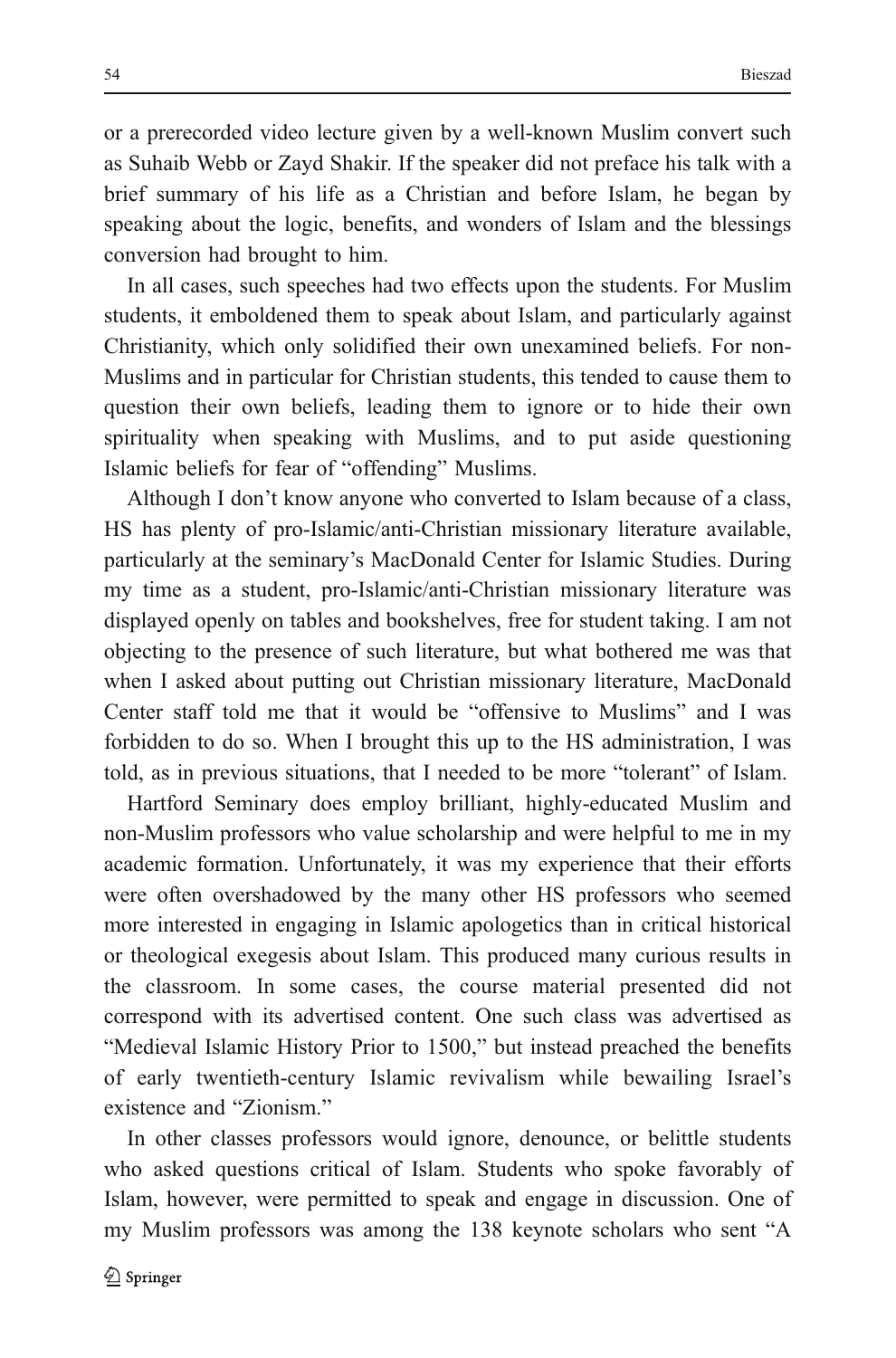or a prerecorded video lecture given by a well-known Muslim convert such as Suhaib Webb or Zayd Shakir. If the speaker did not preface his talk with a brief summary of his life as a Christian and before Islam, he began by speaking about the logic, benefits, and wonders of Islam and the blessings conversion had brought to him.

In all cases, such speeches had two effects upon the students. For Muslim students, it emboldened them to speak about Islam, and particularly against Christianity, which only solidified their own unexamined beliefs. For non-Muslims and in particular for Christian students, this tended to cause them to question their own beliefs, leading them to ignore or to hide their own spirituality when speaking with Muslims, and to put aside questioning Islamic beliefs for fear of "offending" Muslims.

Although I don't know anyone who converted to Islam because of a class, HS has plenty of pro-Islamic/anti-Christian missionary literature available, particularly at the seminary's MacDonald Center for Islamic Studies. During my time as a student, pro-Islamic/anti-Christian missionary literature was displayed openly on tables and bookshelves, free for student taking. I am not objecting to the presence of such literature, but what bothered me was that when I asked about putting out Christian missionary literature, MacDonald Center staff told me that it would be "offensive to Muslims" and I was forbidden to do so. When I brought this up to the HS administration, I was told, as in previous situations, that I needed to be more "tolerant" of Islam.

Hartford Seminary does employ brilliant, highly-educated Muslim and non-Muslim professors who value scholarship and were helpful to me in my academic formation. Unfortunately, it was my experience that their efforts were often overshadowed by the many other HS professors who seemed more interested in engaging in Islamic apologetics than in critical historical or theological exegesis about Islam. This produced many curious results in the classroom. In some cases, the course material presented did not correspond with its advertised content. One such class was advertised as "Medieval Islamic History Prior to 1500," but instead preached the benefits of early twentieth-century Islamic revivalism while bewailing Israel's existence and "Zionism."

In other classes professors would ignore, denounce, or belittle students who asked questions critical of Islam. Students who spoke favorably of Islam, however, were permitted to speak and engage in discussion. One of my Muslim professors was among the 138 keynote scholars who sent "A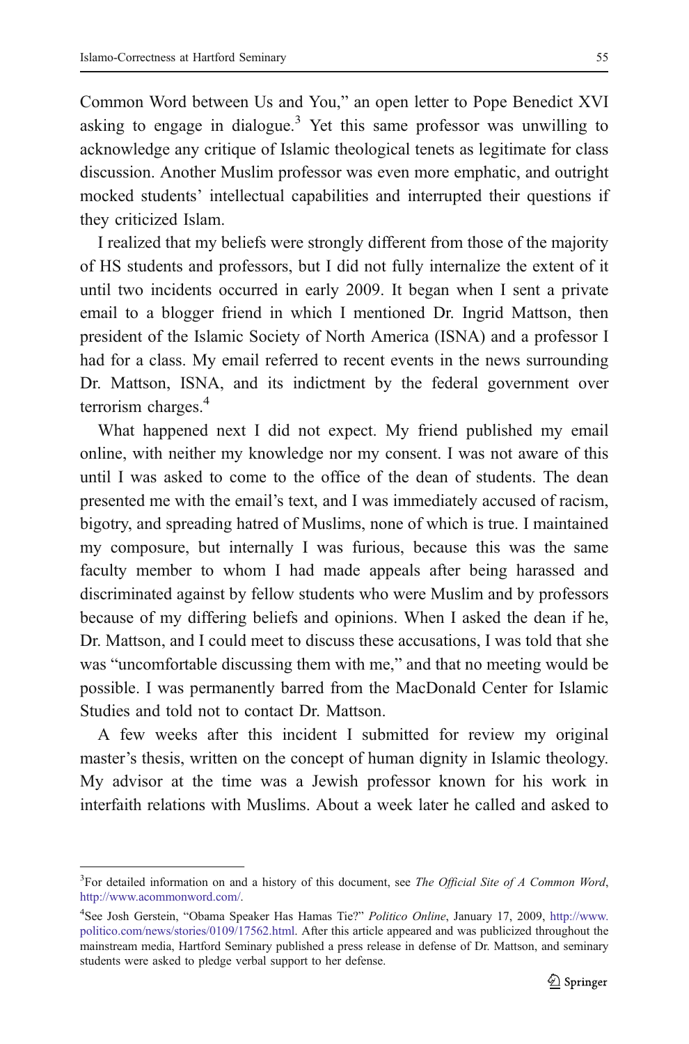Common Word between Us and You," an open letter to Pope Benedict XVI asking to engage in dialogue.[3] Yet this same professor was unwilling to acknowledge any critique of Islamic theological tenets as legitimate for class discussion. Another Muslim professor was even more emphatic, and outright mocked students' intellectual capabilities and interrupted their questions if they criticized Islam.

I realized that my beliefs were strongly different from those of the majority of HS students and professors, but I did not fully internalize the extent of it until two incidents occurred in early 2009. It began when I sent a private email to a blogger friend in which I mentioned Dr. Ingrid Mattson, then president of the Islamic Society of North America (ISNA) and a professor I had for a class. My email referred to recent events in the news surrounding Dr. Mattson, ISNA, and its indictment by the federal government over terrorism charges.[4]

What happened next I did not expect. My friend published my email online, with neither my knowledge nor my consent. I was not aware of this until I was asked to come to the office of the dean of students. The dean presented me with the email's text, and I was immediately accused of racism, bigotry, and spreading hatred of Muslims, none of which is true. I maintained my composure, but internally I was furious, because this was the same faculty member to whom I had made appeals after being harassed and discriminated against by fellow students who were Muslim and by professors because of my differing beliefs and opinions. When I asked the dean if he, Dr. Mattson, and I could meet to discuss these accusations, I was told that she was "uncomfortable discussing them with me," and that no meeting would be possible. I was permanently barred from the MacDonald Center for Islamic Studies and told not to contact Dr. Mattson.

A few weeks after this incident I submitted for review my original master's thesis, written on the concept of human dignity in Islamic theology. My advisor at the time was a Jewish professor known for his work in interfaith relations with Muslims. About a week later he called and asked to

---

[3]For detailed information on and a history of this document, see *The Official Site of A Common Word*, http://www.acommonword.com/.

[4]See Josh Gerstein, "Obama Speaker Has Hamas Tie?" *Politico Online*, January 17, 2009, http://www.politico.com/news/stories/0109/17562.html. After this article appeared and was publicized throughout the mainstream media, Hartford Seminary published a press release in defense of Dr. Mattson, and seminary students were asked to pledge verbal support to her defense.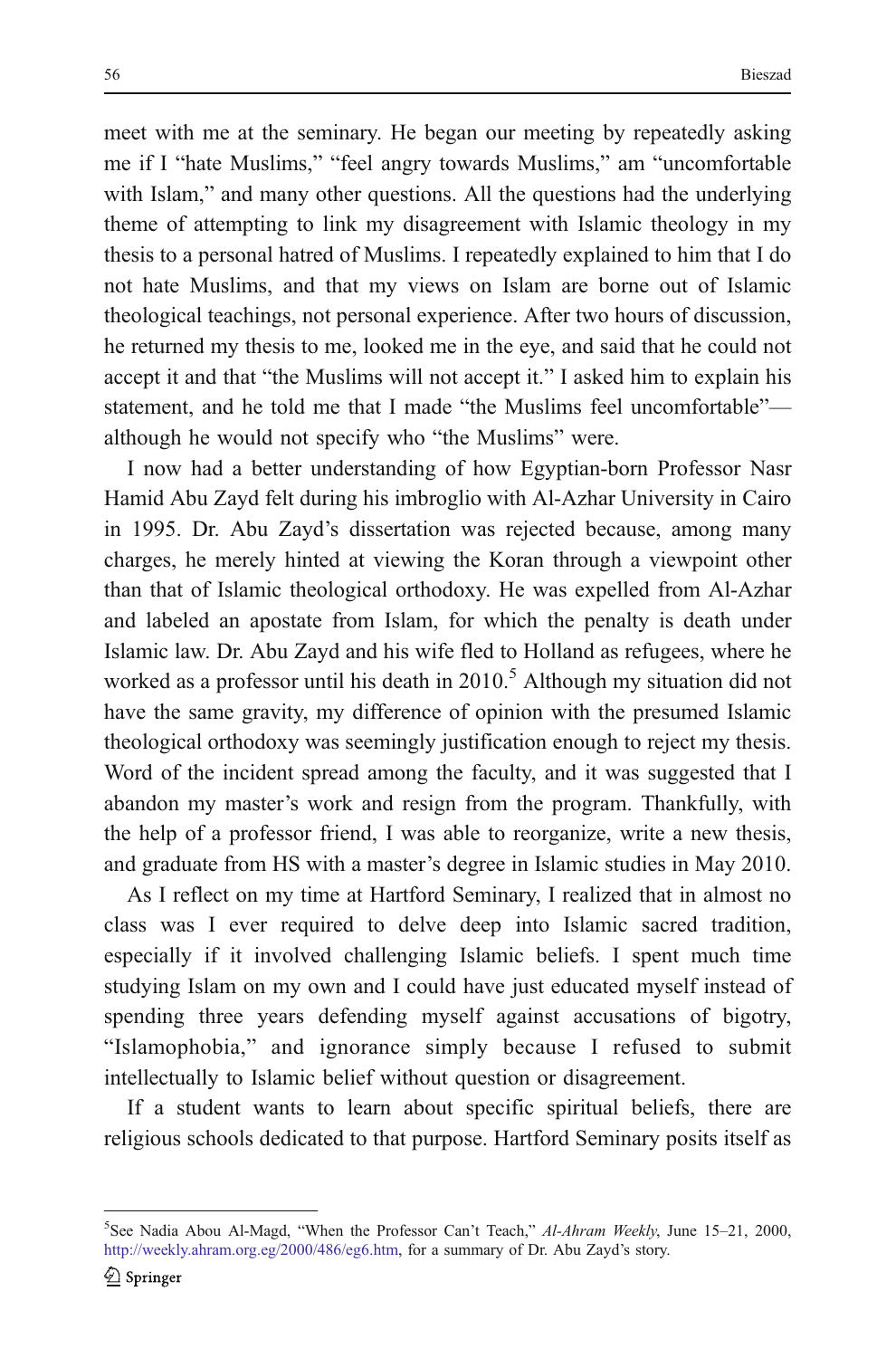meet with me at the seminary. He began our meeting by repeatedly asking me if I "hate Muslims," "feel angry towards Muslims," am "uncomfortable with Islam," and many other questions. All the questions had the underlying theme of attempting to link my disagreement with Islamic theology in my thesis to a personal hatred of Muslims. I repeatedly explained to him that I do not hate Muslims, and that my views on Islam are borne out of Islamic theological teachings, not personal experience. After two hours of discussion, he returned my thesis to me, looked me in the eye, and said that he could not accept it and that "the Muslims will not accept it." I asked him to explain his statement, and he told me that I made "the Muslims feel uncomfortable"—although he would not specify who "the Muslims" were.

I now had a better understanding of how Egyptian-born Professor Nasr Hamid Abu Zayd felt during his imbroglio with Al-Azhar University in Cairo in 1995. Dr. Abu Zayd's dissertation was rejected because, among many charges, he merely hinted at viewing the Koran through a viewpoint other than that of Islamic theological orthodoxy. He was expelled from Al-Azhar and labeled an apostate from Islam, for which the penalty is death under Islamic law. Dr. Abu Zayd and his wife fled to Holland as refugees, where he worked as a professor until his death in 2010.[5] Although my situation did not have the same gravity, my difference of opinion with the presumed Islamic theological orthodoxy was seemingly justification enough to reject my thesis. Word of the incident spread among the faculty, and it was suggested that I abandon my master's work and resign from the program. Thankfully, with the help of a professor friend, I was able to reorganize, write a new thesis, and graduate from HS with a master's degree in Islamic studies in May 2010.

As I reflect on my time at Hartford Seminary, I realized that in almost no class was I ever required to delve deep into Islamic sacred tradition, especially if it involved challenging Islamic beliefs. I spent much time studying Islam on my own and I could have just educated myself instead of spending three years defending myself against accusations of bigotry, "Islamophobia," and ignorance simply because I refused to submit intellectually to Islamic belief without question or disagreement.

If a student wants to learn about specific spiritual beliefs, there are religious schools dedicated to that purpose. Hartford Seminary posits itself as

[5] See Nadia Abou Al-Magd, "When the Professor Can't Teach," *Al-Ahram Weekly*, June 15–21, 2000, http://weekly.ahram.org.eg/2000/486/eg6.htm, for a summary of Dr. Abu Zayd's story.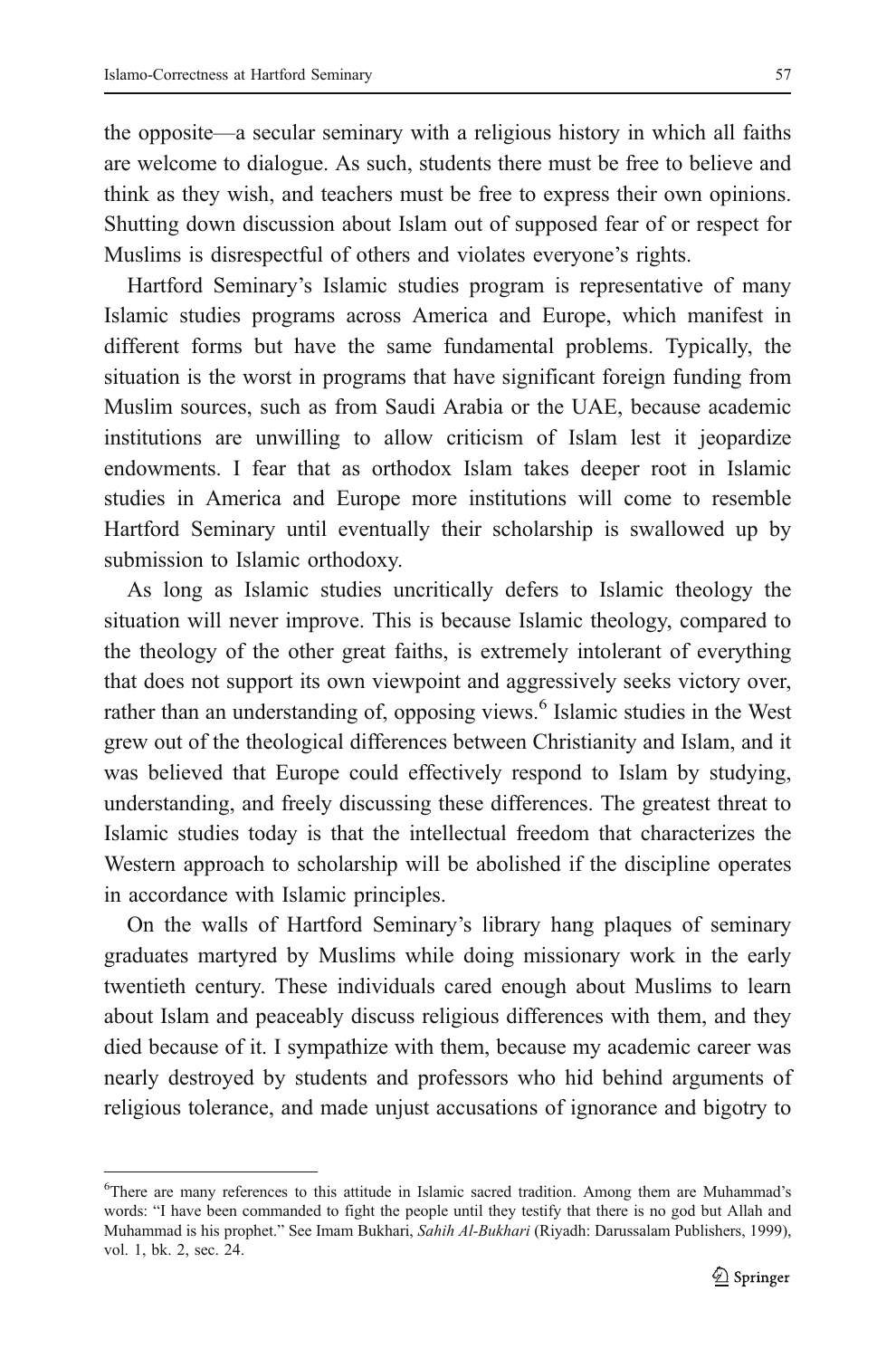the opposite—a secular seminary with a religious history in which all faiths are welcome to dialogue. As such, students there must be free to believe and think as they wish, and teachers must be free to express their own opinions. Shutting down discussion about Islam out of supposed fear of or respect for Muslims is disrespectful of others and violates everyone's rights.

Hartford Seminary's Islamic studies program is representative of many Islamic studies programs across America and Europe, which manifest in different forms but have the same fundamental problems. Typically, the situation is the worst in programs that have significant foreign funding from Muslim sources, such as from Saudi Arabia or the UAE, because academic institutions are unwilling to allow criticism of Islam lest it jeopardize endowments. I fear that as orthodox Islam takes deeper root in Islamic studies in America and Europe more institutions will come to resemble Hartford Seminary until eventually their scholarship is swallowed up by submission to Islamic orthodoxy.

As long as Islamic studies uncritically defers to Islamic theology the situation will never improve. This is because Islamic theology, compared to the theology of the other great faiths, is extremely intolerant of everything that does not support its own viewpoint and aggressively seeks victory over, rather than an understanding of, opposing views.[6] Islamic studies in the West grew out of the theological differences between Christianity and Islam, and it was believed that Europe could effectively respond to Islam by studying, understanding, and freely discussing these differences. The greatest threat to Islamic studies today is that the intellectual freedom that characterizes the Western approach to scholarship will be abolished if the discipline operates in accordance with Islamic principles.

On the walls of Hartford Seminary's library hang plaques of seminary graduates martyred by Muslims while doing missionary work in the early twentieth century. These individuals cared enough about Muslims to learn about Islam and peaceably discuss religious differences with them, and they died because of it. I sympathize with them, because my academic career was nearly destroyed by students and professors who hid behind arguments of religious tolerance, and made unjust accusations of ignorance and bigotry to

---

[6] There are many references to this attitude in Islamic sacred tradition. Among them are Muhammad's words: "I have been commanded to fight the people until they testify that there is no god but Allah and Muhammad is his prophet." See Imam Bukhari, *Sahih Al-Bukhari* (Riyadh: Darussalam Publishers, 1999), vol. 1, bk. 2, sec. 24.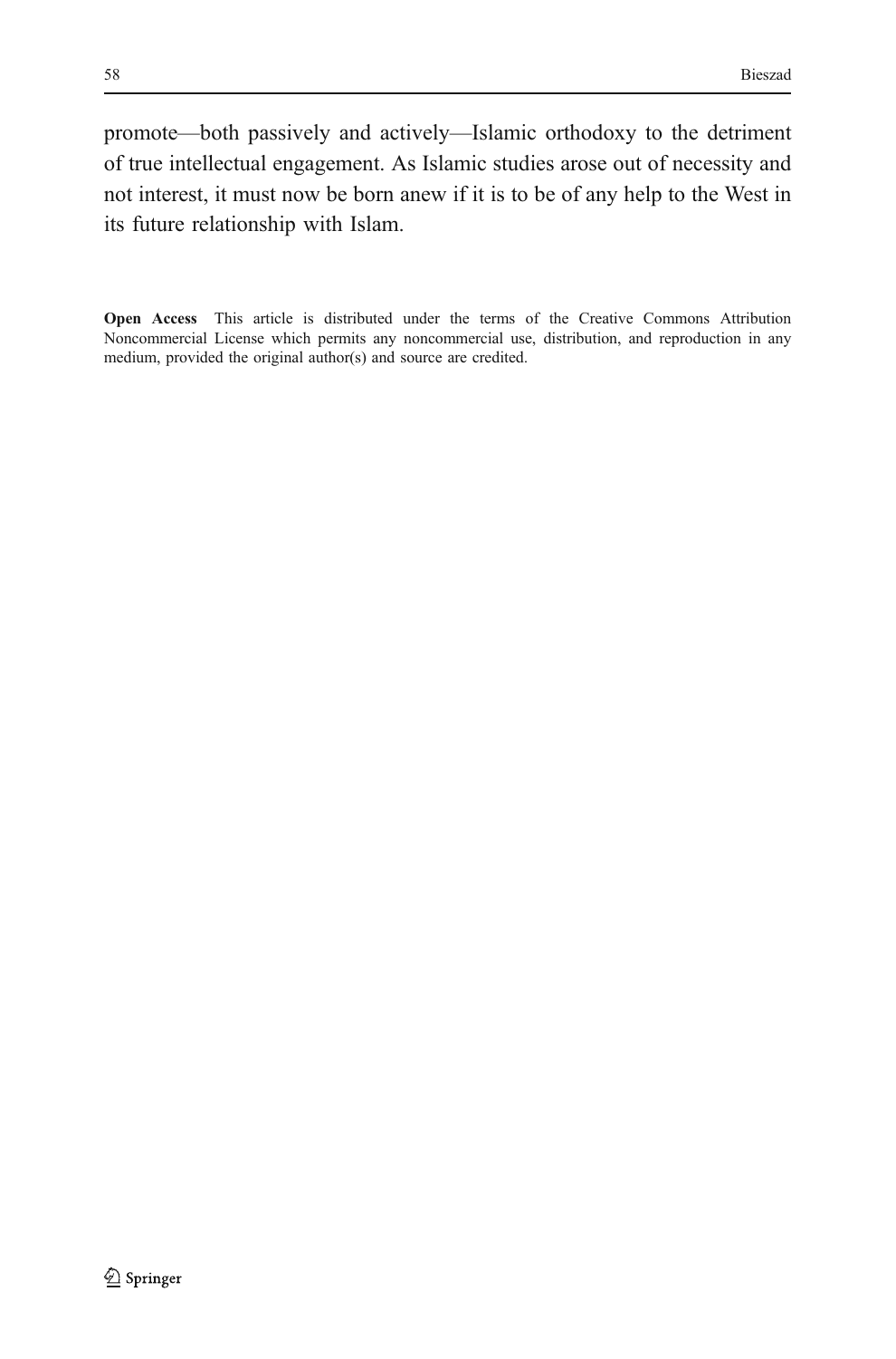promote—both passively and actively—Islamic orthodoxy to the detriment of true intellectual engagement. As Islamic studies arose out of necessity and not interest, it must now be born anew if it is to be of any help to the West in its future relationship with Islam.

**Open Access** This article is distributed under the terms of the Creative Commons Attribution Noncommercial License which permits any noncommercial use, distribution, and reproduction in any medium, provided the original author(s) and source are credited.